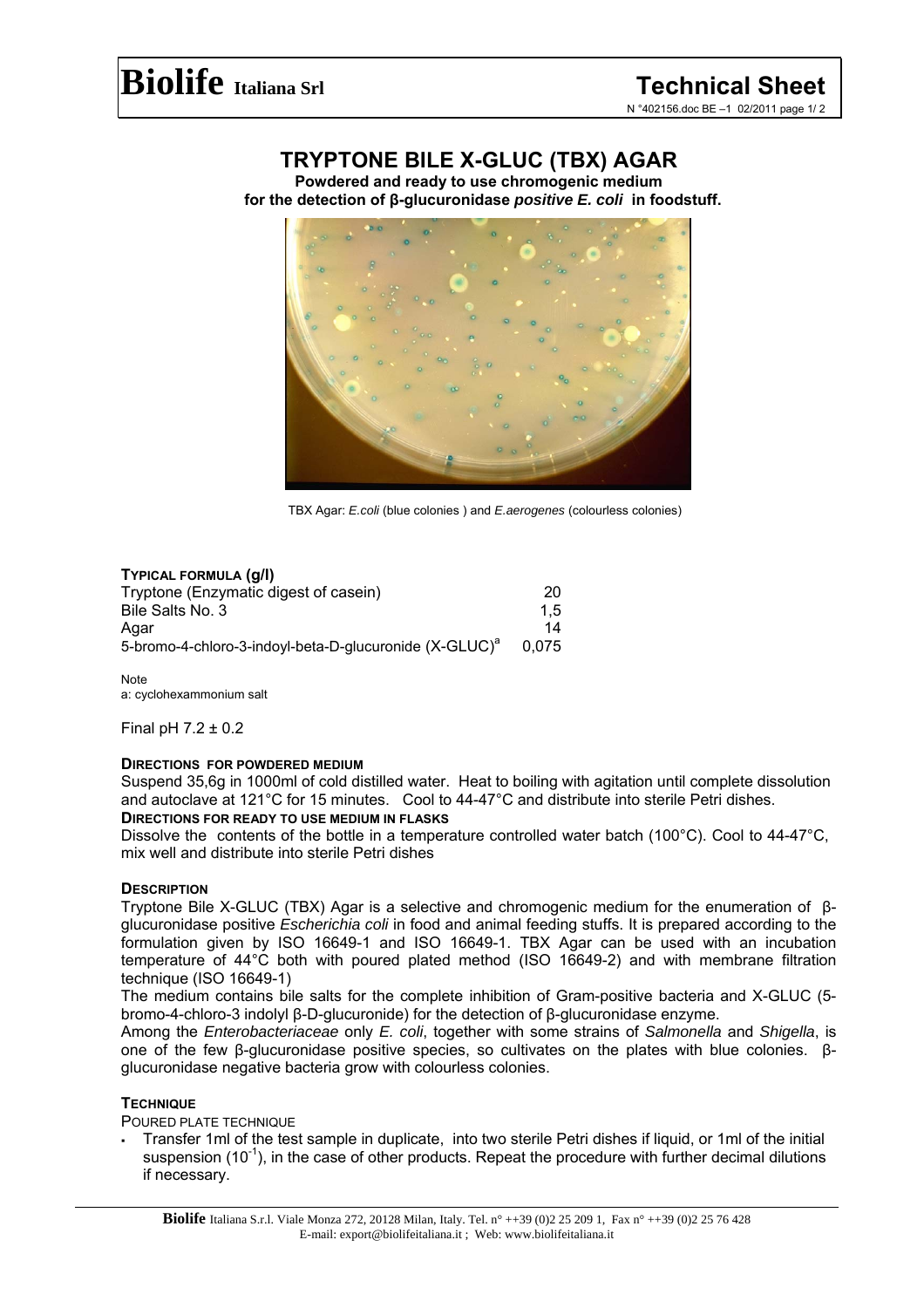# TRYPTONE BILE X-GLUC (TBX) AGAR

**Powdered and ready to use chromogenic medium for the detection of β-glucuronidase *positive E. coli* in foodstuff.**

TBX Agar: *E.coli* (blue colonies ) and *E.aerogenes* (colourless colonies)

### TYPICAL FORMULA (g/l)

| | |
|---|---|
| Tryptone (Enzymatic digest of casein) | 20 |
| Bile Salts No. 3 | 1,5 |
| Agar | 14 |
| 5-bromo-4-chloro-3-indoyl-beta-D-glucuronide (X-GLUC)[a] | 0,075 |

Note
a: cyclohexammonium salt

Final pH 7.2 ± 0.2

### DIRECTIONS FOR POWDERED MEDIUM

Suspend 35,6g in 1000ml of cold distilled water. Heat to boiling with agitation until complete dissolution and autoclave at 121°C for 15 minutes. Cool to 44-47°C and distribute into sterile Petri dishes.

### DIRECTIONS FOR READY TO USE MEDIUM IN FLASKS

Dissolve the contents of the bottle in a temperature controlled water batch (100°C). Cool to 44-47°C, mix well and distribute into sterile Petri dishes

### DESCRIPTION

Tryptone Bile X-GLUC (TBX) Agar is a selective and chromogenic medium for the enumeration of β-glucuronidase positive *Escherichia coli* in food and animal feeding stuffs. It is prepared according to the formulation given by ISO 16649-1 and ISO 16649-1. TBX Agar can be used with an incubation temperature of 44°C both with poured plated method (ISO 16649-2) and with membrane filtration technique (ISO 16649-1)

The medium contains bile salts for the complete inhibition of Gram-positive bacteria and X-GLUC (5-bromo-4-chloro-3 indolyl β-D-glucuronide) for the detection of β-glucuronidase enzyme.

Among the *Enterobacteriaceae* only *E. coli*, together with some strains of *Salmonella* and *Shigella*, is one of the few β-glucuronidase positive species, so cultivates on the plates with blue colonies. β-glucuronidase negative bacteria grow with colourless colonies.

### TECHNIQUE

POURED PLATE TECHNIQUE

- Transfer 1ml of the test sample in duplicate, into two sterile Petri dishes if liquid, or 1ml of the initial suspension ($10^{-1}$), in the case of other products. Repeat the procedure with further decimal dilutions if necessary.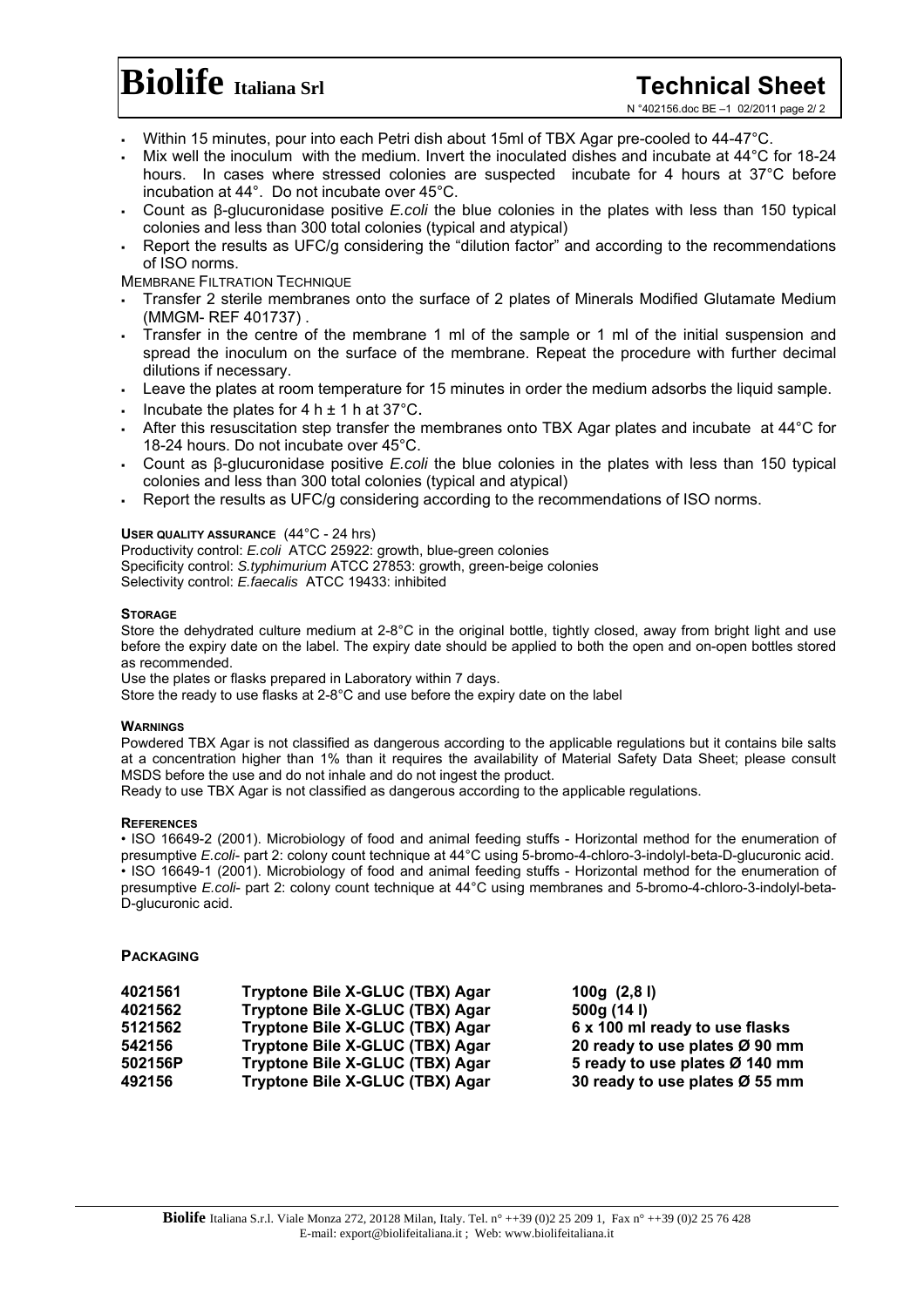- Within 15 minutes, pour into each Petri dish about 15ml of TBX Agar pre-cooled to 44-47°C.
- Mix well the inoculum with the medium. Invert the inoculated dishes and incubate at 44°C for 18-24 hours. In cases where stressed colonies are suspected incubate for 4 hours at 37°C before incubation at 44°. Do not incubate over 45°C.
- Count as β-glucuronidase positive *E.coli* the blue colonies in the plates with less than 150 typical colonies and less than 300 total colonies (typical and atypical)
- Report the results as UFC/g considering the "dilution factor" and according to the recommendations of ISO norms.

MEMBRANE FILTRATION TECHNIQUE

- Transfer 2 sterile membranes onto the surface of 2 plates of Minerals Modified Glutamate Medium (MMGM- REF 401737) .
- Transfer in the centre of the membrane 1 ml of the sample or 1 ml of the initial suspension and spread the inoculum on the surface of the membrane. Repeat the procedure with further decimal dilutions if necessary.
- Leave the plates at room temperature for 15 minutes in order the medium adsorbs the liquid sample.
- Incubate the plates for 4 h ± 1 h at 37°C.
- After this resuscitation step transfer the membranes onto TBX Agar plates and incubate at 44°C for 18-24 hours. Do not incubate over 45°C.
- Count as β-glucuronidase positive *E.coli* the blue colonies in the plates with less than 150 typical colonies and less than 300 total colonies (typical and atypical)
- Report the results as UFC/g considering according to the recommendations of ISO norms.

**USER QUALITY ASSURANCE** (44°C - 24 hrs)

Productivity control: *E.coli* ATCC 25922: growth, blue-green colonies
Specificity control: *S.typhimurium* ATCC 27853: growth, green-beige colonies
Selectivity control: *E.faecalis* ATCC 19433: inhibited

**STORAGE**

Store the dehydrated culture medium at 2-8°C in the original bottle, tightly closed, away from bright light and use before the expiry date on the label. The expiry date should be applied to both the open and on-open bottles stored as recommended.

Use the plates or flasks prepared in Laboratory within 7 days.

Store the ready to use flasks at 2-8°C and use before the expiry date on the label

**WARNINGS**

Powdered TBX Agar is not classified as dangerous according to the applicable regulations but it contains bile salts at a concentration higher than 1% than it requires the availability of Material Safety Data Sheet; please consult MSDS before the use and do not inhale and do not ingest the product.

Ready to use TBX Agar is not classified as dangerous according to the applicable regulations.

**REFERENCES**

• ISO 16649-2 (2001). Microbiology of food and animal feeding stuffs - Horizontal method for the enumeration of presumptive *E.coli*- part 2: colony count technique at 44°C using 5-bromo-4-chloro-3-indolyl-beta-D-glucuronic acid.
• ISO 16649-1 (2001). Microbiology of food and animal feeding stuffs - Horizontal method for the enumeration of presumptive *E.coli*- part 2: colony count technique at 44°C using membranes and 5-bromo-4-chloro-3-indolyl-beta-D-glucuronic acid.

**PACKAGING**

| | | |
|---|---|---|
| **4021561** | **Tryptone Bile X-GLUC (TBX) Agar** | **100g (2,8 l)** |
| **4021562** | **Tryptone Bile X-GLUC (TBX) Agar** | **500g (14 l)** |
| **5121562** | **Tryptone Bile X-GLUC (TBX) Agar** | **6 x 100 ml ready to use flasks** |
| **542156** | **Tryptone Bile X-GLUC (TBX) Agar** | **20 ready to use plates Ø 90 mm** |
| **502156P** | **Tryptone Bile X-GLUC (TBX) Agar** | **5 ready to use plates Ø 140 mm** |
| **492156** | **Tryptone Bile X-GLUC (TBX) Agar** | **30 ready to use plates Ø 55 mm** |